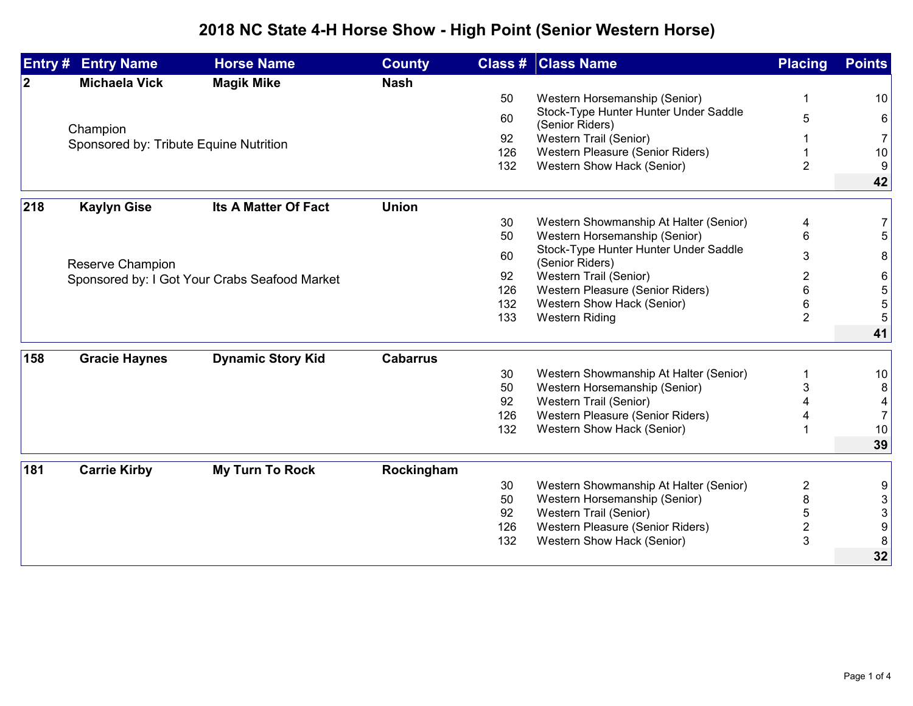# 2018 NC State 4-H Horse Show - High Point (Senior Western Horse)

| Entry # | Entry Name | Horse Name | County | Class # | Class Name | Placing | Points |
|---|---|---|---|---|---|---|---|
| **2** | **Michaela Vick** | **Magik Mike** | **Nash** | | | | |
| | | | | 50 | Western Horsemanship (Senior) | 1 | 10 |
| | Champion | | | 60 | Stock-Type Hunter Hunter Under Saddle (Senior Riders) | 5 | 6 |
| | Sponsored by: Tribute Equine Nutrition | | | 92 | Western Trail (Senior) | 1 | 7 |
| | | | | 126 | Western Pleasure (Senior Riders) | 1 | 10 |
| | | | | 132 | Western Show Hack (Senior) | 2 | 9 |
| | | | | | | | **42** |
| **218** | **Kaylyn Gise** | **Its A Matter Of Fact** | **Union** | | | | |
| | | | | 30 | Western Showmanship At Halter (Senior) | 4 | 7 |
| | | | | 50 | Western Horsemanship (Senior) | 6 | 5 |
| | Reserve Champion | | | 60 | Stock-Type Hunter Hunter Under Saddle (Senior Riders) | 3 | 8 |
| | Sponsored by: I Got Your Crabs Seafood Market | | | 92 | Western Trail (Senior) | 2 | 6 |
| | | | | 126 | Western Pleasure (Senior Riders) | 6 | 5 |
| | | | | 132 | Western Show Hack (Senior) | 6 | 5 |
| | | | | 133 | Western Riding | 2 | 5 |
| | | | | | | | **41** |
| **158** | **Gracie Haynes** | **Dynamic Story Kid** | **Cabarrus** | | | | |
| | | | | 30 | Western Showmanship At Halter (Senior) | 1 | 10 |
| | | | | 50 | Western Horsemanship (Senior) | 3 | 8 |
| | | | | 92 | Western Trail (Senior) | 4 | 4 |
| | | | | 126 | Western Pleasure (Senior Riders) | 4 | 7 |
| | | | | 132 | Western Show Hack (Senior) | 1 | 10 |
| | | | | | | | **39** |
| **181** | **Carrie Kirby** | **My Turn To Rock** | **Rockingham** | | | | |
| | | | | 30 | Western Showmanship At Halter (Senior) | 2 | 9 |
| | | | | 50 | Western Horsemanship (Senior) | 8 | 3 |
| | | | | 92 | Western Trail (Senior) | 5 | 3 |
| | | | | 126 | Western Pleasure (Senior Riders) | 2 | 9 |
| | | | | 132 | Western Show Hack (Senior) | 3 | 8 |
| | | | | | | | **32** |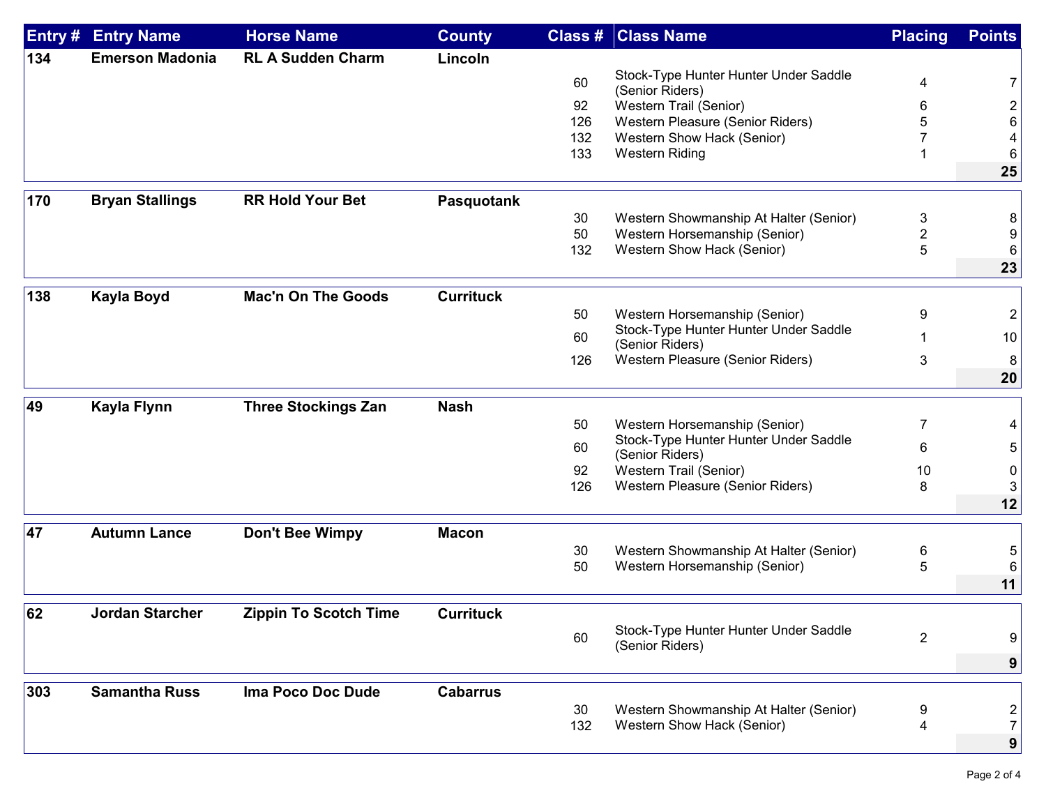| Entry # | Entry Name | Horse Name | County | Class # | Class Name | Placing | Points |
|---|---|---|---|---|---|---|---|
| 134 | Emerson Madonia | RL A Sudden Charm | Lincoln | | | | |
| | | | | 60 | Stock-Type Hunter Hunter Under Saddle (Senior Riders) | 4 | 7 |
| | | | | 92 | Western Trail (Senior) | 6 | 2 |
| | | | | 126 | Western Pleasure (Senior Riders) | 5 | 6 |
| | | | | 132 | Western Show Hack (Senior) | 7 | 4 |
| | | | | 133 | Western Riding | 1 | 6 |
| | | | | | | | **25** |
| 170 | Bryan Stallings | RR Hold Your Bet | Pasquotank | | | | |
| | | | | 30 | Western Showmanship At Halter (Senior) | 3 | 8 |
| | | | | 50 | Western Horsemanship (Senior) | 2 | 9 |
| | | | | 132 | Western Show Hack (Senior) | 5 | 6 |
| | | | | | | | **23** |
| 138 | Kayla Boyd | Mac'n On The Goods | Currituck | | | | |
| | | | | 50 | Western Horsemanship (Senior) | 9 | 2 |
| | | | | 60 | Stock-Type Hunter Hunter Under Saddle (Senior Riders) | 1 | 10 |
| | | | | 126 | Western Pleasure (Senior Riders) | 3 | 8 |
| | | | | | | | **20** |
| 49 | Kayla Flynn | Three Stockings Zan | Nash | | | | |
| | | | | 50 | Western Horsemanship (Senior) | 7 | 4 |
| | | | | 60 | Stock-Type Hunter Hunter Under Saddle (Senior Riders) | 6 | 5 |
| | | | | 92 | Western Trail (Senior) | 10 | 0 |
| | | | | 126 | Western Pleasure (Senior Riders) | 8 | 3 |
| | | | | | | | **12** |
| 47 | Autumn Lance | Don't Bee Wimpy | Macon | | | | |
| | | | | 30 | Western Showmanship At Halter (Senior) | 6 | 5 |
| | | | | 50 | Western Horsemanship (Senior) | 5 | 6 |
| | | | | | | | **11** |
| 62 | Jordan Starcher | Zippin To Scotch Time | Currituck | | | | |
| | | | | 60 | Stock-Type Hunter Hunter Under Saddle (Senior Riders) | 2 | 9 |
| | | | | | | | **9** |
| 303 | Samantha Russ | Ima Poco Doc Dude | Cabarrus | | | | |
| | | | | 30 | Western Showmanship At Halter (Senior) | 9 | 2 |
| | | | | 132 | Western Show Hack (Senior) | 4 | 7 |
| | | | | | | | **9** |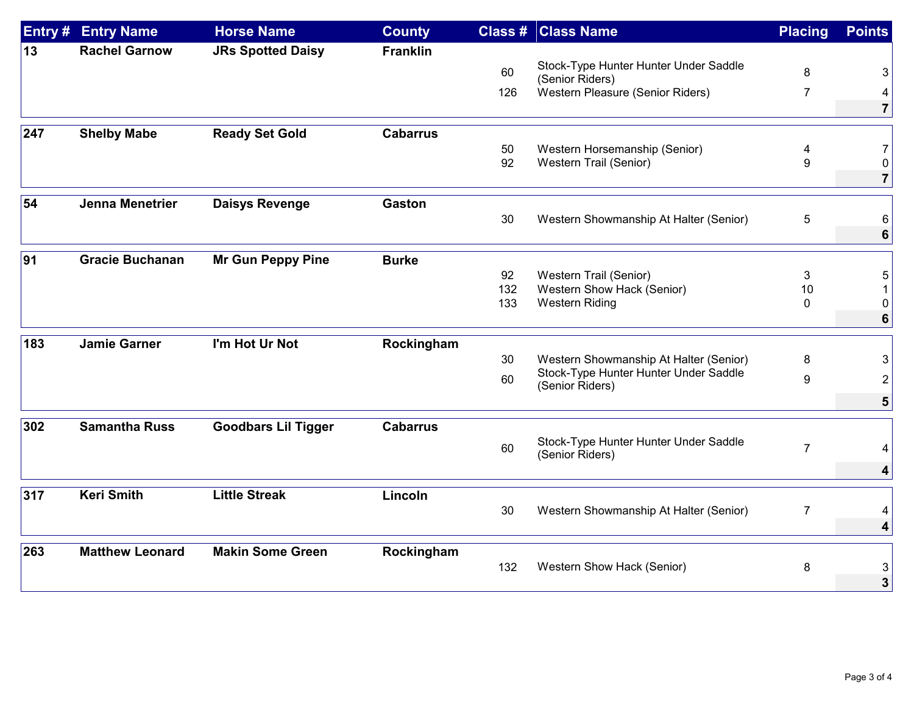| Entry # | Entry Name | Horse Name | County | Class # | Class Name | Placing | Points |
|---|---|---|---|---|---|---|---|
| 13 | Rachel Garnow | JRs Spotted Daisy | Franklin | | | | |
| | | | | 60 | Stock-Type Hunter Hunter Under Saddle (Senior Riders) | 8 | 3 |
| | | | | 126 | Western Pleasure (Senior Riders) | 7 | 4 |
| | | | | | | | **7** |
| 247 | Shelby Mabe | Ready Set Gold | Cabarrus | | | | |
| | | | | 50 | Western Horsemanship (Senior) | 4 | 7 |
| | | | | 92 | Western Trail (Senior) | 9 | 0 |
| | | | | | | | **7** |
| 54 | Jenna Menetrier | Daisys Revenge | Gaston | | | | |
| | | | | 30 | Western Showmanship At Halter (Senior) | 5 | 6 |
| | | | | | | | **6** |
| 91 | Gracie Buchanan | Mr Gun Peppy Pine | Burke | | | | |
| | | | | 92 | Western Trail (Senior) | 3 | 5 |
| | | | | 132 | Western Show Hack (Senior) | 10 | 1 |
| | | | | 133 | Western Riding | 0 | 0 |
| | | | | | | | **6** |
| 183 | Jamie Garner | I'm Hot Ur Not | Rockingham | | | | |
| | | | | 30 | Western Showmanship At Halter (Senior) | 8 | 3 |
| | | | | 60 | Stock-Type Hunter Hunter Under Saddle (Senior Riders) | 9 | 2 |
| | | | | | | | **5** |
| 302 | Samantha Russ | Goodbars Lil Tigger | Cabarrus | | | | |
| | | | | 60 | Stock-Type Hunter Hunter Under Saddle (Senior Riders) | 7 | 4 |
| | | | | | | | **4** |
| 317 | Keri Smith | Little Streak | Lincoln | | | | |
| | | | | 30 | Western Showmanship At Halter (Senior) | 7 | 4 |
| | | | | | | | **4** |
| 263 | Matthew Leonard | Makin Some Green | Rockingham | | | | |
| | | | | 132 | Western Show Hack (Senior) | 8 | 3 |
| | | | | | | | **3** |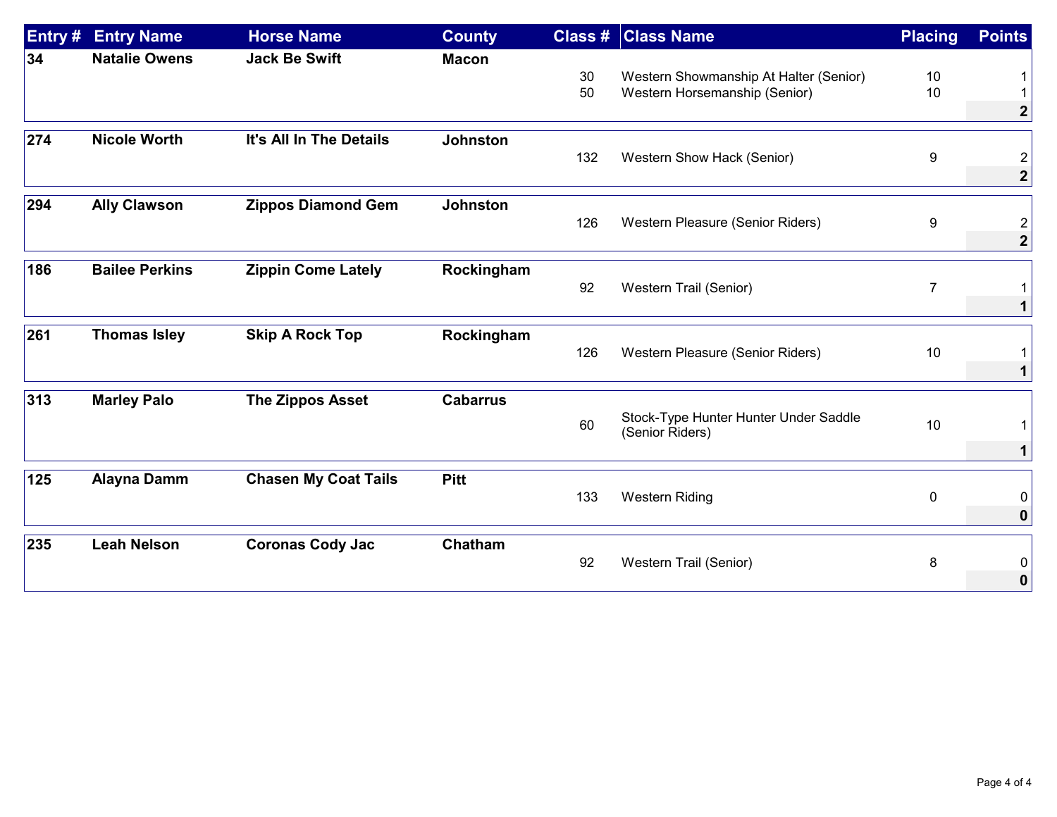| Entry # | Entry Name | Horse Name | County | Class # | Class Name | Placing | Points |
|---|---|---|---|---|---|---|---|
| **34** | **Natalie Owens** | **Jack Be Swift** | **Macon** | | | | |
| | | | | 30 | Western Showmanship At Halter (Senior) | 10 | 1 |
| | | | | 50 | Western Horsemanship (Senior) | 10 | 1 |
| | | | | | | | **2** |
| **274** | **Nicole Worth** | **It's All In The Details** | **Johnston** | | | | |
| | | | | 132 | Western Show Hack (Senior) | 9 | 2 |
| | | | | | | | **2** |
| **294** | **Ally Clawson** | **Zippos Diamond Gem** | **Johnston** | | | | |
| | | | | 126 | Western Pleasure (Senior Riders) | 9 | 2 |
| | | | | | | | **2** |
| **186** | **Bailee Perkins** | **Zippin Come Lately** | **Rockingham** | | | | |
| | | | | 92 | Western Trail (Senior) | 7 | 1 |
| | | | | | | | **1** |
| **261** | **Thomas Isley** | **Skip A Rock Top** | **Rockingham** | | | | |
| | | | | 126 | Western Pleasure (Senior Riders) | 10 | 1 |
| | | | | | | | **1** |
| **313** | **Marley Palo** | **The Zippos Asset** | **Cabarrus** | | | | |
| | | | | 60 | Stock-Type Hunter Hunter Under Saddle (Senior Riders) | 10 | 1 |
| | | | | | | | **1** |
| **125** | **Alayna Damm** | **Chasen My Coat Tails** | **Pitt** | | | | |
| | | | | 133 | Western Riding | 0 | 0 |
| | | | | | | | **0** |
| **235** | **Leah Nelson** | **Coronas Cody Jac** | **Chatham** | | | | |
| | | | | 92 | Western Trail (Senior) | 8 | 0 |
| | | | | | | | **0** |